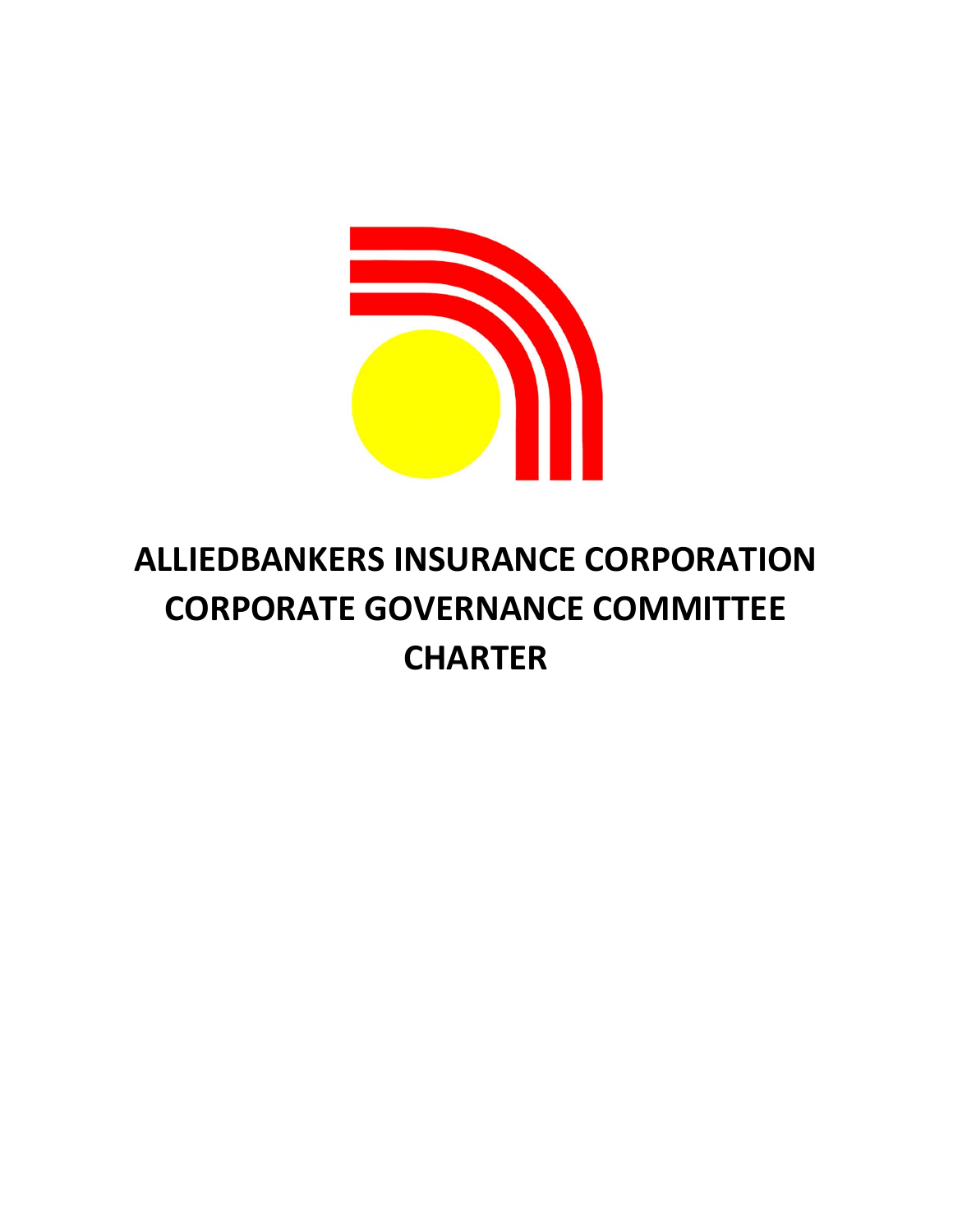# ALLIEDBANKERS INSURANCE CORPORATION CORPORATE GOVERNANCE COMMITTEE CHARTER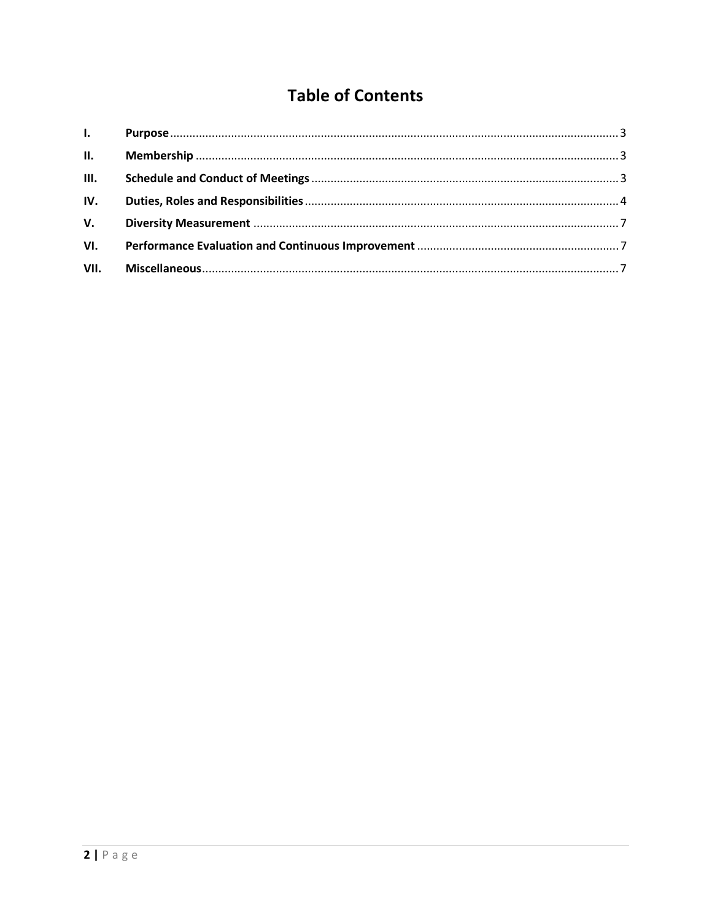# Table of Contents

| | | |
|---|---|---|
| I. | **Purpose** | 3 |
| II. | **Membership** | 3 |
| III. | **Schedule and Conduct of Meetings** | 3 |
| IV. | **Duties, Roles and Responsibilities** | 4 |
| V. | **Diversity Measurement** | 7 |
| VI. | **Performance Evaluation and Continuous Improvement** | 7 |
| VII. | **Miscellaneous** | 7 |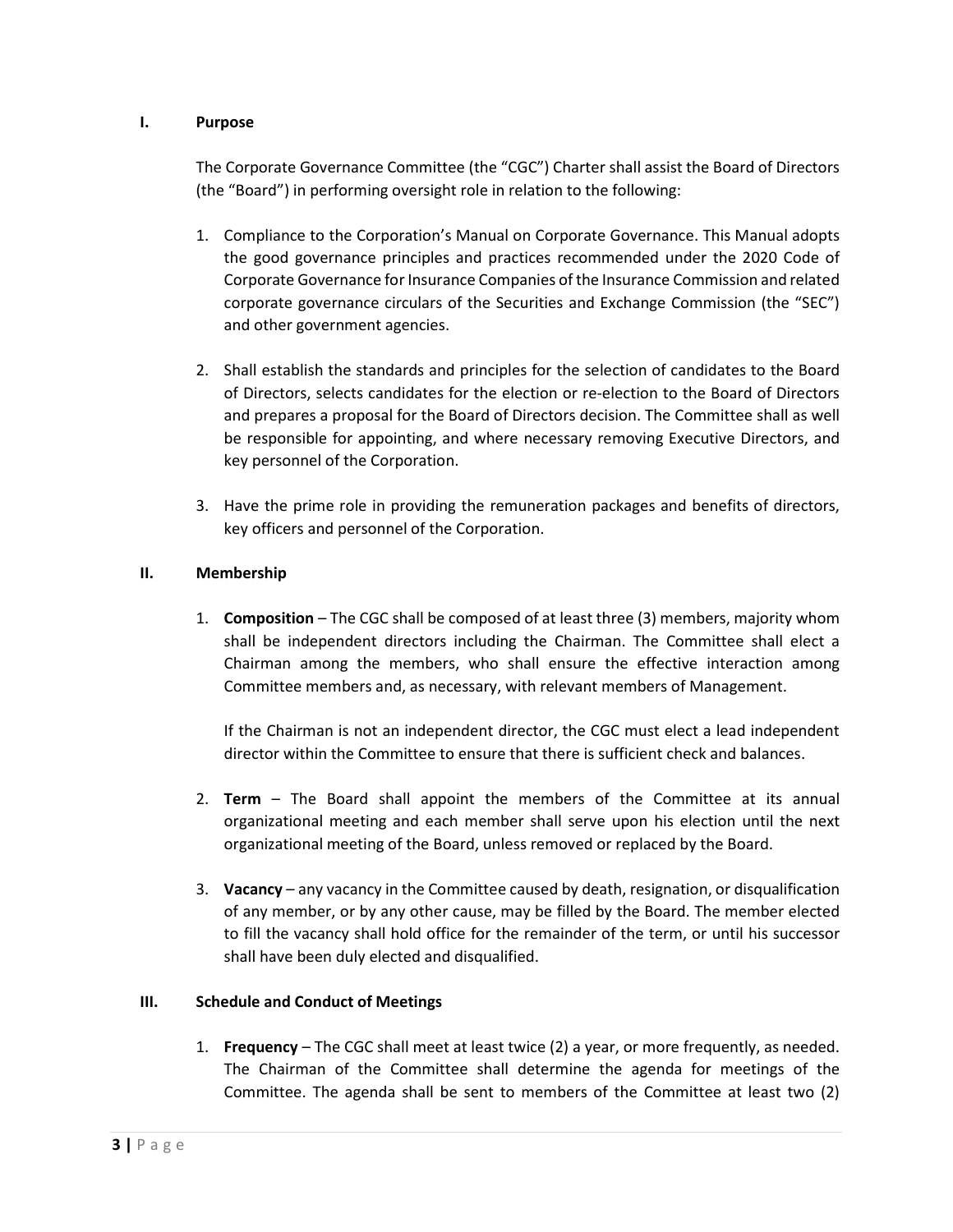## I. Purpose

The Corporate Governance Committee (the "CGC") Charter shall assist the Board of Directors (the "Board") in performing oversight role in relation to the following:

1. Compliance to the Corporation's Manual on Corporate Governance. This Manual adopts the good governance principles and practices recommended under the 2020 Code of Corporate Governance for Insurance Companies of the Insurance Commission and related corporate governance circulars of the Securities and Exchange Commission (the "SEC") and other government agencies.

2. Shall establish the standards and principles for the selection of candidates to the Board of Directors, selects candidates for the election or re-election to the Board of Directors and prepares a proposal for the Board of Directors decision. The Committee shall as well be responsible for appointing, and where necessary removing Executive Directors, and key personnel of the Corporation.

3. Have the prime role in providing the remuneration packages and benefits of directors, key officers and personnel of the Corporation.

## II. Membership

1. **Composition** – The CGC shall be composed of at least three (3) members, majority whom shall be independent directors including the Chairman. The Committee shall elect a Chairman among the members, who shall ensure the effective interaction among Committee members and, as necessary, with relevant members of Management.

   If the Chairman is not an independent director, the CGC must elect a lead independent director within the Committee to ensure that there is sufficient check and balances.

2. **Term** – The Board shall appoint the members of the Committee at its annual organizational meeting and each member shall serve upon his election until the next organizational meeting of the Board, unless removed or replaced by the Board.

3. **Vacancy** – any vacancy in the Committee caused by death, resignation, or disqualification of any member, or by any other cause, may be filled by the Board. The member elected to fill the vacancy shall hold office for the remainder of the term, or until his successor shall have been duly elected and disqualified.

## III. Schedule and Conduct of Meetings

1. **Frequency** – The CGC shall meet at least twice (2) a year, or more frequently, as needed. The Chairman of the Committee shall determine the agenda for meetings of the Committee. The agenda shall be sent to members of the Committee at least two (2)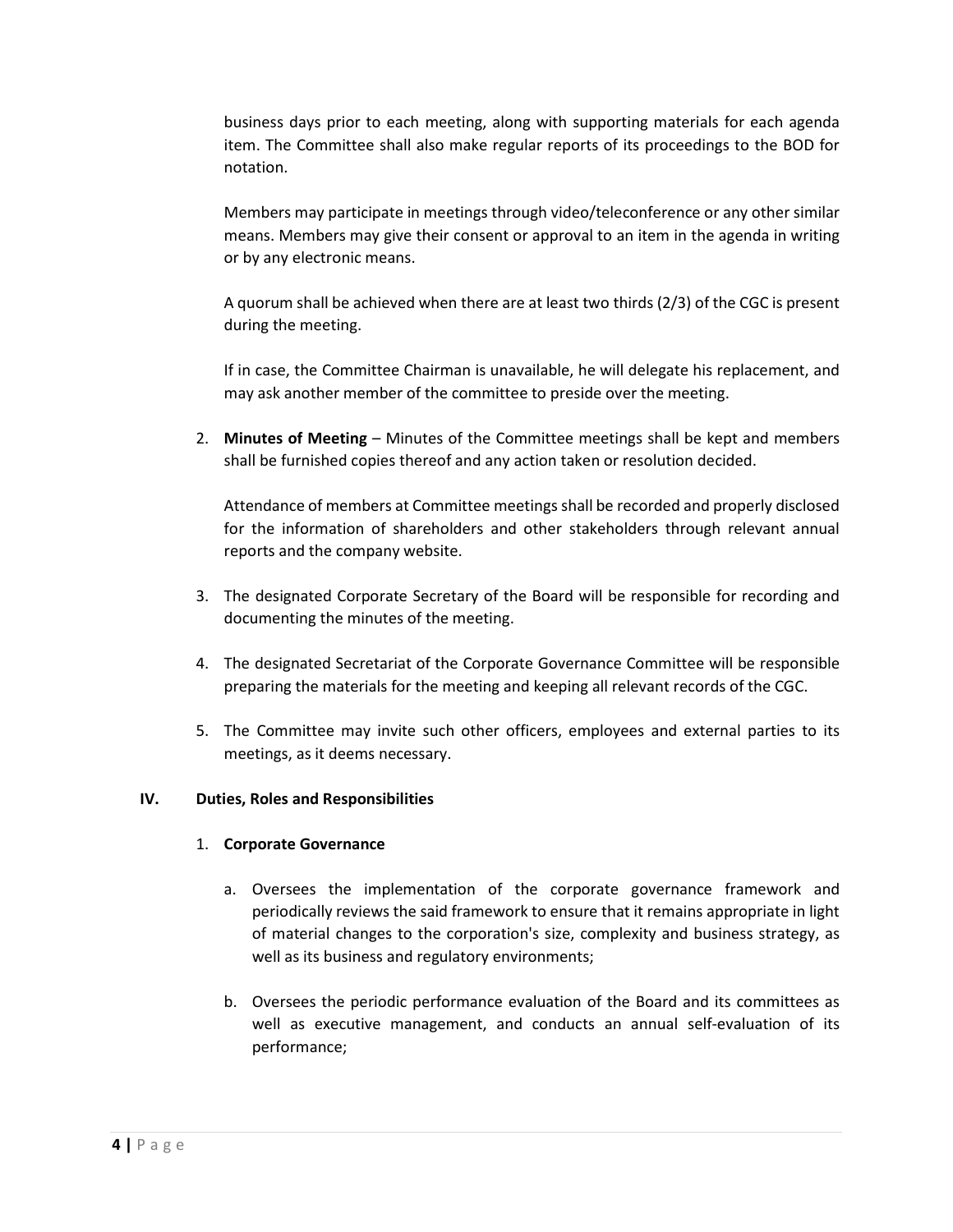business days prior to each meeting, along with supporting materials for each agenda item. The Committee shall also make regular reports of its proceedings to the BOD for notation.

Members may participate in meetings through video/teleconference or any other similar means. Members may give their consent or approval to an item in the agenda in writing or by any electronic means.

A quorum shall be achieved when there are at least two thirds (2/3) of the CGC is present during the meeting.

If in case, the Committee Chairman is unavailable, he will delegate his replacement, and may ask another member of the committee to preside over the meeting.

2. **Minutes of Meeting** – Minutes of the Committee meetings shall be kept and members shall be furnished copies thereof and any action taken or resolution decided.

   Attendance of members at Committee meetings shall be recorded and properly disclosed for the information of shareholders and other stakeholders through relevant annual reports and the company website.

3. The designated Corporate Secretary of the Board will be responsible for recording and documenting the minutes of the meeting.

4. The designated Secretariat of the Corporate Governance Committee will be responsible preparing the materials for the meeting and keeping all relevant records of the CGC.

5. The Committee may invite such other officers, employees and external parties to its meetings, as it deems necessary.

## IV. Duties, Roles and Responsibilities

1. **Corporate Governance**

   a. Oversees the implementation of the corporate governance framework and periodically reviews the said framework to ensure that it remains appropriate in light of material changes to the corporation's size, complexity and business strategy, as well as its business and regulatory environments;

   b. Oversees the periodic performance evaluation of the Board and its committees as well as executive management, and conducts an annual self-evaluation of its performance;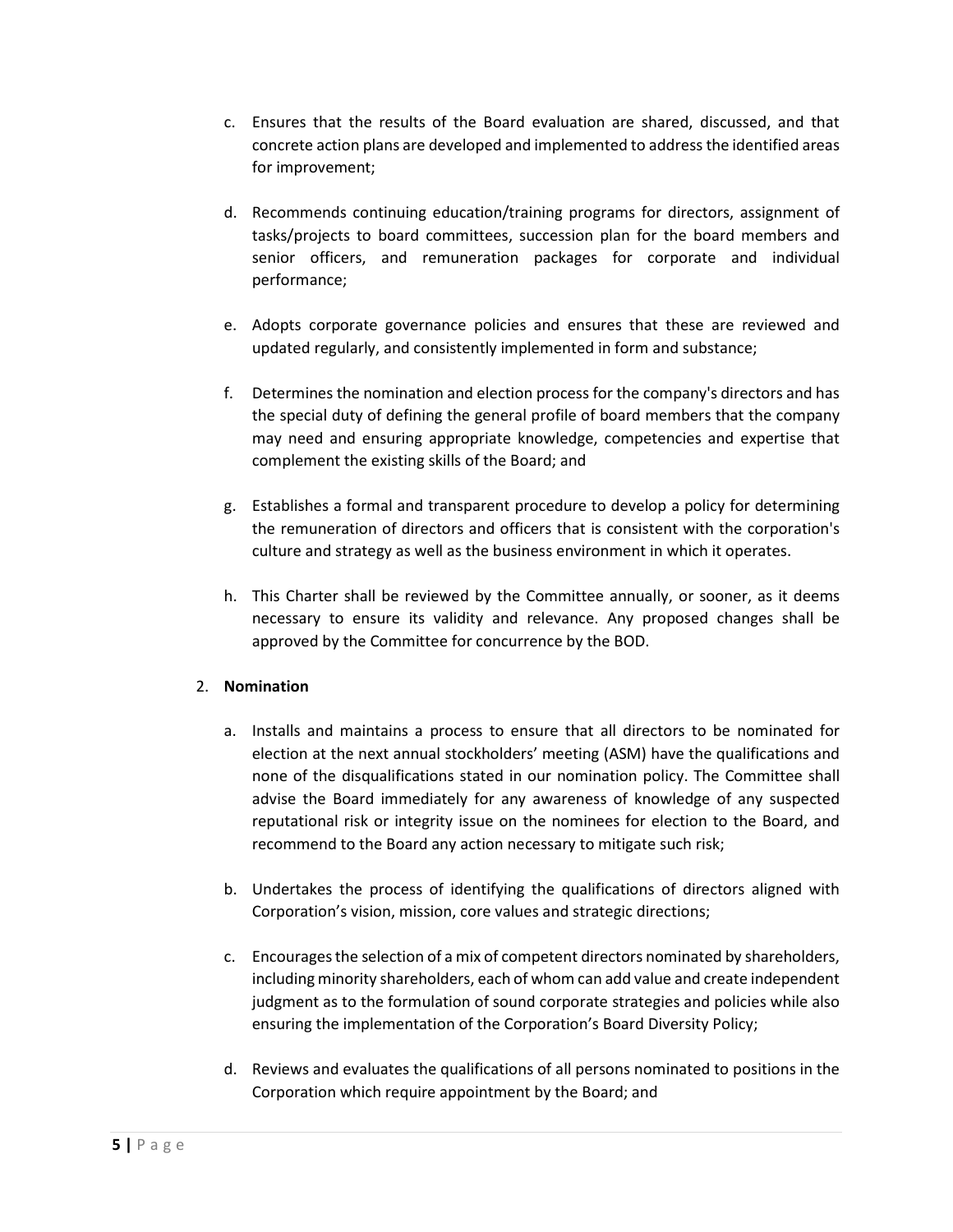c. Ensures that the results of the Board evaluation are shared, discussed, and that concrete action plans are developed and implemented to address the identified areas for improvement;

d. Recommends continuing education/training programs for directors, assignment of tasks/projects to board committees, succession plan for the board members and senior officers, and remuneration packages for corporate and individual performance;

e. Adopts corporate governance policies and ensures that these are reviewed and updated regularly, and consistently implemented in form and substance;

f. Determines the nomination and election process for the company's directors and has the special duty of defining the general profile of board members that the company may need and ensuring appropriate knowledge, competencies and expertise that complement the existing skills of the Board; and

g. Establishes a formal and transparent procedure to develop a policy for determining the remuneration of directors and officers that is consistent with the corporation's culture and strategy as well as the business environment in which it operates.

h. This Charter shall be reviewed by the Committee annually, or sooner, as it deems necessary to ensure its validity and relevance. Any proposed changes shall be approved by the Committee for concurrence by the BOD.

2. **Nomination**

a. Installs and maintains a process to ensure that all directors to be nominated for election at the next annual stockholders' meeting (ASM) have the qualifications and none of the disqualifications stated in our nomination policy. The Committee shall advise the Board immediately for any awareness of knowledge of any suspected reputational risk or integrity issue on the nominees for election to the Board, and recommend to the Board any action necessary to mitigate such risk;

b. Undertakes the process of identifying the qualifications of directors aligned with Corporation's vision, mission, core values and strategic directions;

c. Encourages the selection of a mix of competent directors nominated by shareholders, including minority shareholders, each of whom can add value and create independent judgment as to the formulation of sound corporate strategies and policies while also ensuring the implementation of the Corporation's Board Diversity Policy;

d. Reviews and evaluates the qualifications of all persons nominated to positions in the Corporation which require appointment by the Board; and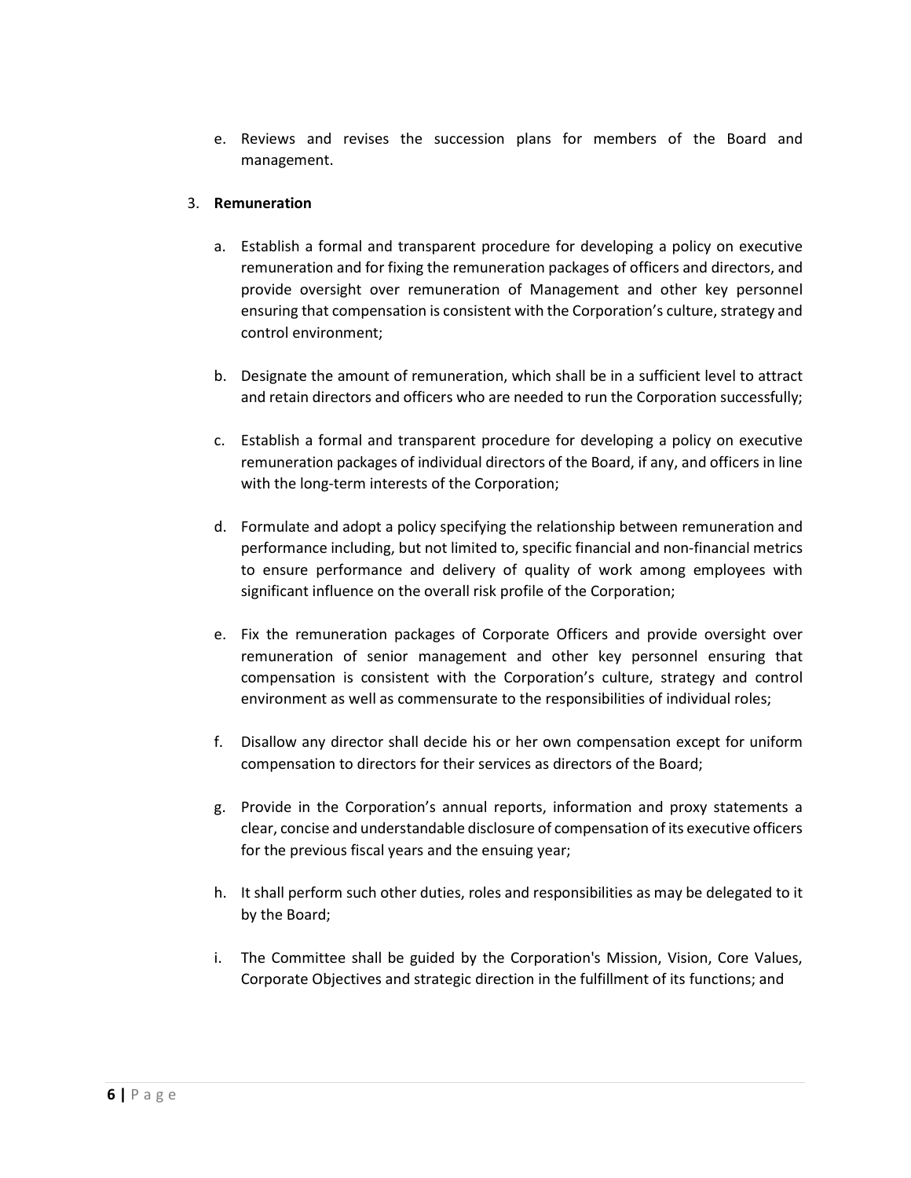e. Reviews and revises the succession plans for members of the Board and management.

3. **Remuneration**

   a. Establish a formal and transparent procedure for developing a policy on executive remuneration and for fixing the remuneration packages of officers and directors, and provide oversight over remuneration of Management and other key personnel ensuring that compensation is consistent with the Corporation's culture, strategy and control environment;

   b. Designate the amount of remuneration, which shall be in a sufficient level to attract and retain directors and officers who are needed to run the Corporation successfully;

   c. Establish a formal and transparent procedure for developing a policy on executive remuneration packages of individual directors of the Board, if any, and officers in line with the long-term interests of the Corporation;

   d. Formulate and adopt a policy specifying the relationship between remuneration and performance including, but not limited to, specific financial and non-financial metrics to ensure performance and delivery of quality of work among employees with significant influence on the overall risk profile of the Corporation;

   e. Fix the remuneration packages of Corporate Officers and provide oversight over remuneration of senior management and other key personnel ensuring that compensation is consistent with the Corporation's culture, strategy and control environment as well as commensurate to the responsibilities of individual roles;

   f. Disallow any director shall decide his or her own compensation except for uniform compensation to directors for their services as directors of the Board;

   g. Provide in the Corporation's annual reports, information and proxy statements a clear, concise and understandable disclosure of compensation of its executive officers for the previous fiscal years and the ensuing year;

   h. It shall perform such other duties, roles and responsibilities as may be delegated to it by the Board;

   i. The Committee shall be guided by the Corporation's Mission, Vision, Core Values, Corporate Objectives and strategic direction in the fulfillment of its functions; and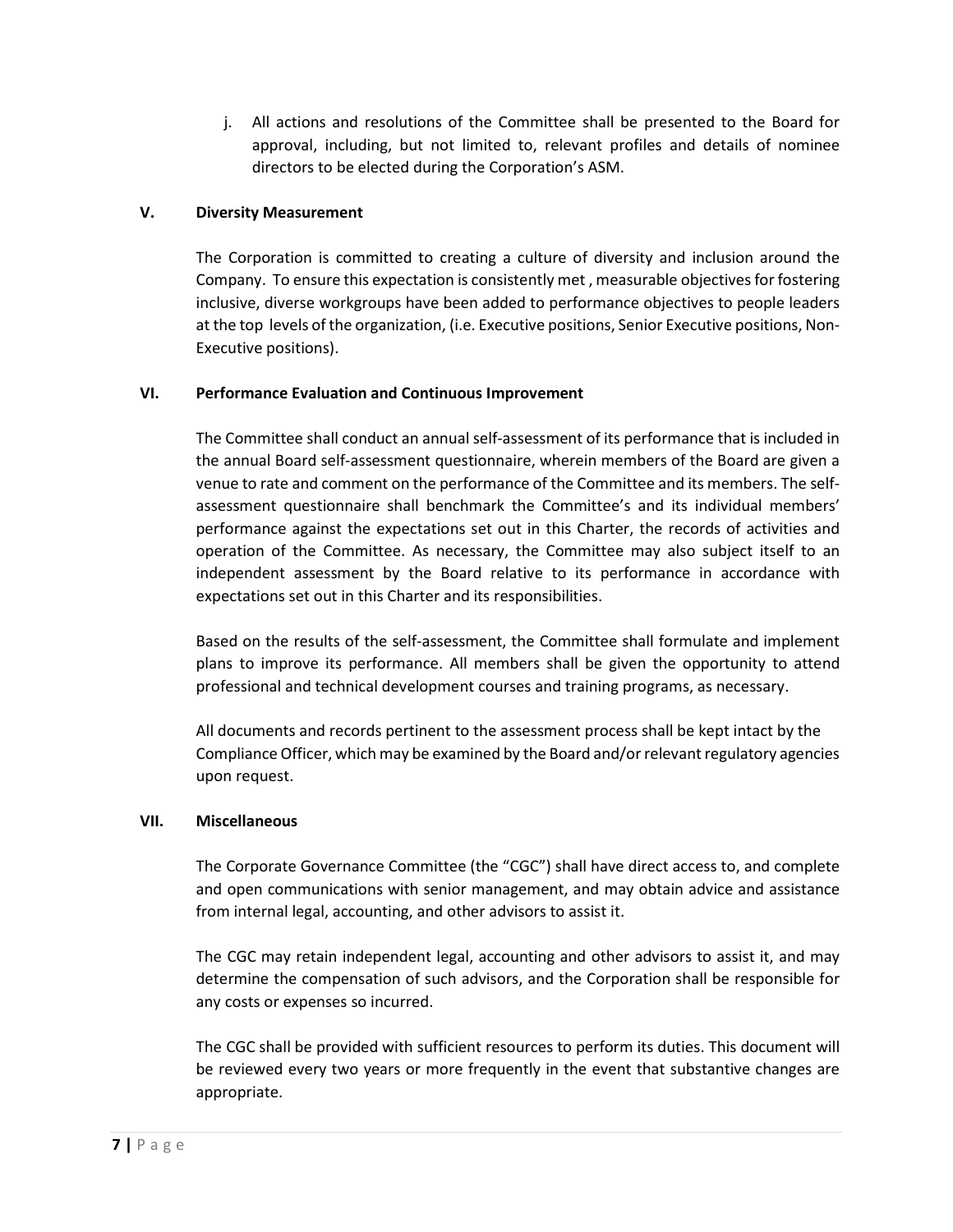j. All actions and resolutions of the Committee shall be presented to the Board for approval, including, but not limited to, relevant profiles and details of nominee directors to be elected during the Corporation's ASM.

## V. Diversity Measurement

The Corporation is committed to creating a culture of diversity and inclusion around the Company. To ensure this expectation is consistently met , measurable objectives for fostering inclusive, diverse workgroups have been added to performance objectives to people leaders at the top levels of the organization, (i.e. Executive positions, Senior Executive positions, Non-Executive positions).

## VI. Performance Evaluation and Continuous Improvement

The Committee shall conduct an annual self-assessment of its performance that is included in the annual Board self-assessment questionnaire, wherein members of the Board are given a venue to rate and comment on the performance of the Committee and its members. The self-assessment questionnaire shall benchmark the Committee's and its individual members' performance against the expectations set out in this Charter, the records of activities and operation of the Committee. As necessary, the Committee may also subject itself to an independent assessment by the Board relative to its performance in accordance with expectations set out in this Charter and its responsibilities.

Based on the results of the self-assessment, the Committee shall formulate and implement plans to improve its performance. All members shall be given the opportunity to attend professional and technical development courses and training programs, as necessary.

All documents and records pertinent to the assessment process shall be kept intact by the Compliance Officer, which may be examined by the Board and/or relevant regulatory agencies upon request.

## VII. Miscellaneous

The Corporate Governance Committee (the "CGC") shall have direct access to, and complete and open communications with senior management, and may obtain advice and assistance from internal legal, accounting, and other advisors to assist it.

The CGC may retain independent legal, accounting and other advisors to assist it, and may determine the compensation of such advisors, and the Corporation shall be responsible for any costs or expenses so incurred.

The CGC shall be provided with sufficient resources to perform its duties. This document will be reviewed every two years or more frequently in the event that substantive changes are appropriate.